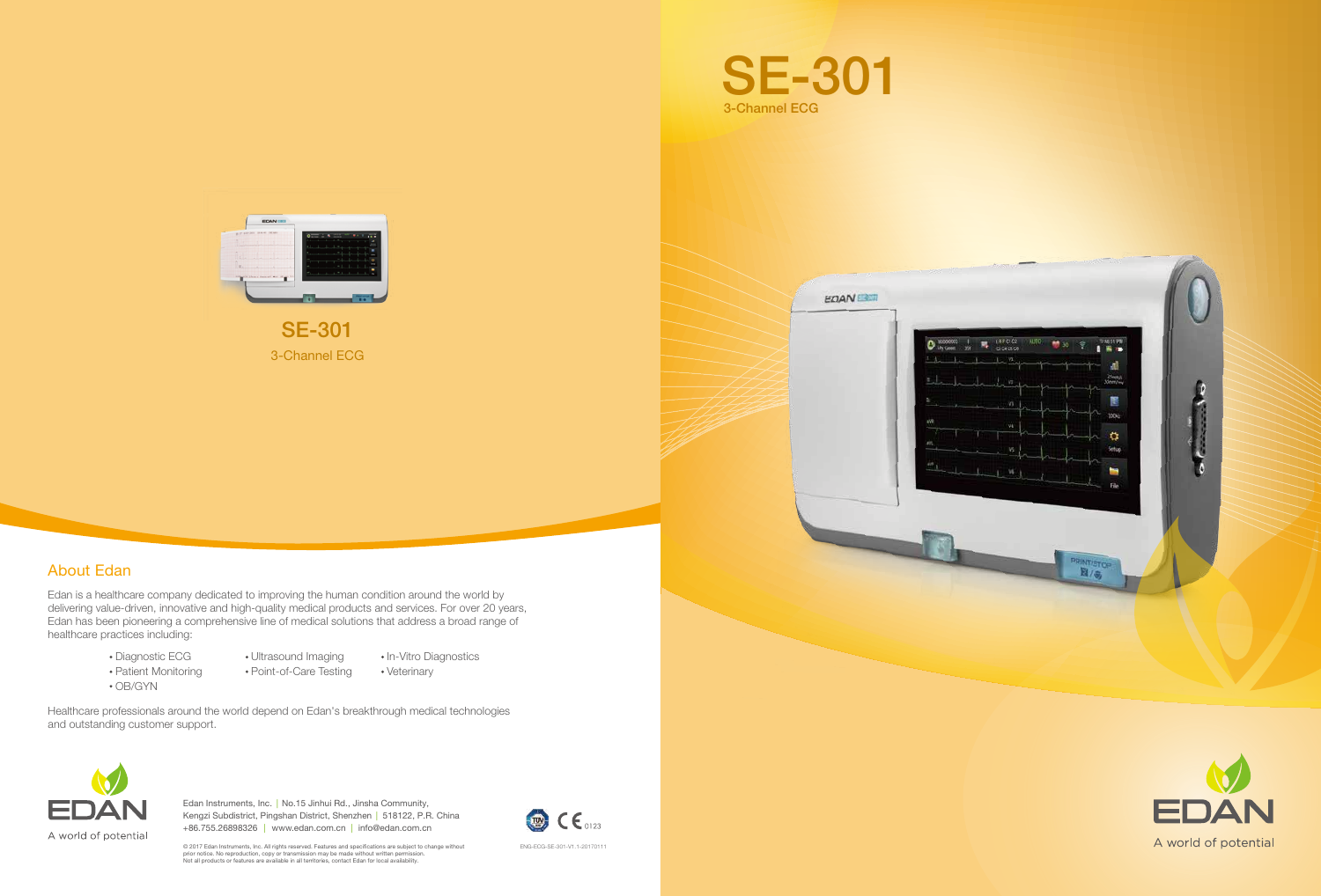# SE-301

3-Channel ECG

## SE-301

3-Channel ECG

## About Edan

Edan is a healthcare company dedicated to improving the human condition around the world by delivering value-driven, innovative and high-quality medical products and services. For over 20 years, Edan has been pioneering a comprehensive line of medical solutions that address a broad range of healthcare practices including:

- Diagnostic ECG
- Patient Monitoring
- OB/GYN
- Ultrasound Imaging
- Point-of-Care Testing
- In-Vitro Diagnostics
- Veterinary

Healthcare professionals around the world depend on Edan's breakthrough medical technologies and outstanding customer support.

EDAN

A world of potential

Edan Instruments, Inc. | No.15 Jinhui Rd., Jinsha Community, Kengzi Subdistrict, Pingshan District, Shenzhen | 518122, P.R. China
+86.755.26898326 | www.edan.com.cn | info@edan.com.cn

© 2017 Edan Instruments, Inc. All rights reserved. Features and specifications are subject to change without prior notice. No reproduction, copy or transmission may be made without written permission.
Not all products or features are available in all territories, contact Edan for local availability.

CE 0123

ENG-ECG-SE-301-V1.1-20170111

EDAN

A world of potential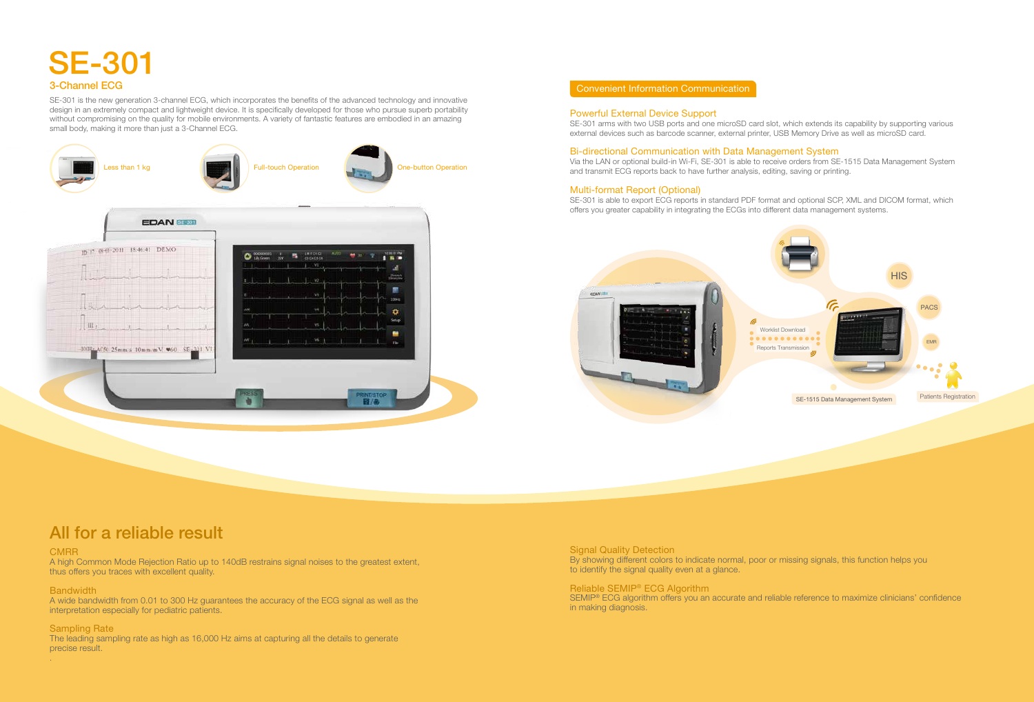# SE-301

## 3-Channel ECG

SE-301 is the new generation 3-channel ECG, which incorporates the benefits of the advanced technology and innovative design in an extremely compact and lightweight device. It is specifically developed for those who pursue superb portability without compromising on the quality for mobile environments. A variety of fantastic features are embodied in an amazing small body, making it more than just a 3-Channel ECG.

Less than 1 kg

Full-touch Operation

One-button Operation

## Convenient Information Communication

### Powerful External Device Support

SE-301 arms with two USB ports and one microSD card slot, which extends its capability by supporting various external devices such as barcode scanner, external printer, USB Memory Drive as well as microSD card.

### Bi-directional Communication with Data Management System

Via the LAN or optional build-in Wi-Fi, SE-301 is able to receive orders from SE-1515 Data Management System and transmit ECG reports back to have further analysis, editing, saving or printing.

### Multi-format Report (Optional)

SE-301 is able to export ECG reports in standard PDF format and optional SCP, XML and DICOM format, which offers you greater capability in integrating the ECGs into different data management systems.

Worklist Download

Reports Transmission

HIS

PACS

EMR

SE-1515 Data Management System

Patients Registration

## All for a reliable result

### CMRR

A high Common Mode Rejection Ratio up to 140dB restrains signal noises to the greatest extent, thus offers you traces with excellent quality.

### Bandwidth

A wide bandwidth from 0.01 to 300 Hz guarantees the accuracy of the ECG signal as well as the interpretation especially for pediatric patients.

### Sampling Rate

The leading sampling rate as high as 16,000 Hz aims at capturing all the details to generate precise result.

### Signal Quality Detection

By showing different colors to indicate normal, poor or missing signals, this function helps you to identify the signal quality even at a glance.

### Reliable SEMIP® ECG Algorithm

SEMIP® ECG algorithm offers you an accurate and reliable reference to maximize clinicians' confidence in making diagnosis.